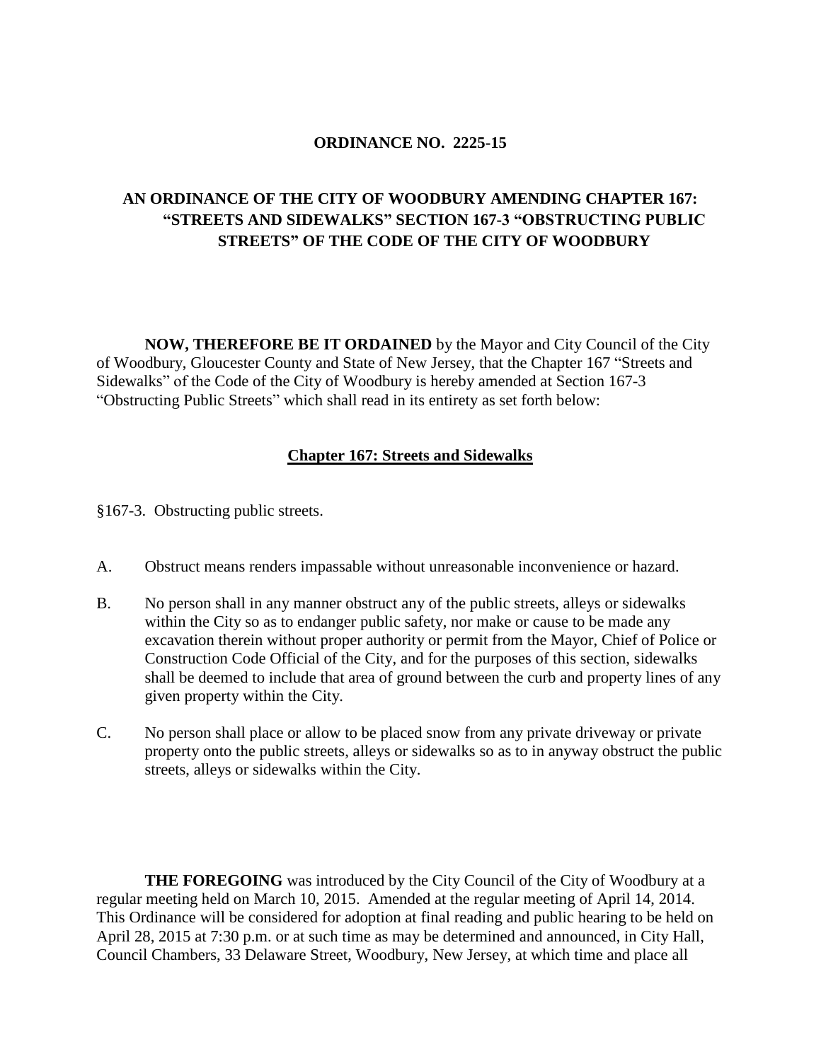**ORDINANCE NO. 2225-15**

**AN ORDINANCE OF THE CITY OF WOODBURY AMENDING CHAPTER 167: "STREETS AND SIDEWALKS" SECTION 167-3 "OBSTRUCTING PUBLIC STREETS" OF THE CODE OF THE CITY OF WOODBURY**

**NOW, THEREFORE BE IT ORDAINED** by the Mayor and City Council of the City of Woodbury, Gloucester County and State of New Jersey, that the Chapter 167 "Streets and Sidewalks" of the Code of the City of Woodbury is hereby amended at Section 167-3 "Obstructing Public Streets" which shall read in its entirety as set forth below:

**<u>Chapter 167: Streets and Sidewalks</u>**

§167-3. Obstructing public streets.

A. Obstruct means renders impassable without unreasonable inconvenience or hazard.

B. No person shall in any manner obstruct any of the public streets, alleys or sidewalks within the City so as to endanger public safety, nor make or cause to be made any excavation therein without proper authority or permit from the Mayor, Chief of Police or Construction Code Official of the City, and for the purposes of this section, sidewalks shall be deemed to include that area of ground between the curb and property lines of any given property within the City.

C. No person shall place or allow to be placed snow from any private driveway or private property onto the public streets, alleys or sidewalks so as to in anyway obstruct the public streets, alleys or sidewalks within the City.

**THE FOREGOING** was introduced by the City Council of the City of Woodbury at a regular meeting held on March 10, 2015. Amended at the regular meeting of April 14, 2014. This Ordinance will be considered for adoption at final reading and public hearing to be held on April 28, 2015 at 7:30 p.m. or at such time as may be determined and announced, in City Hall, Council Chambers, 33 Delaware Street, Woodbury, New Jersey, at which time and place all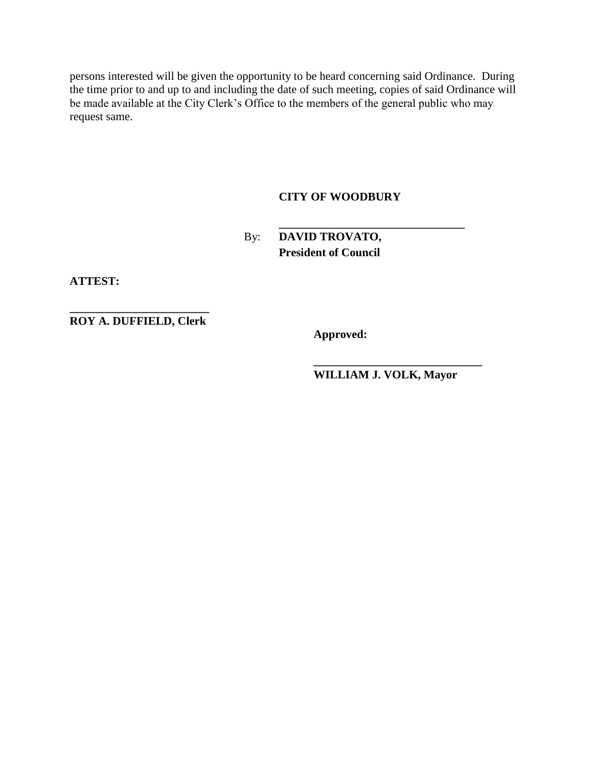persons interested will be given the opportunity to be heard concerning said Ordinance. During the time prior to and up to and including the date of such meeting, copies of said Ordinance will be made available at the City Clerk's Office to the members of the general public who may request same.

**CITY OF WOODBURY**

By: ______________________________
**DAVID TROVATO,**
**President of Council**

**ATTEST:**

______________________________
**ROY A. DUFFIELD, Clerk**

**Approved:**

______________________________
**WILLIAM J. VOLK, Mayor**